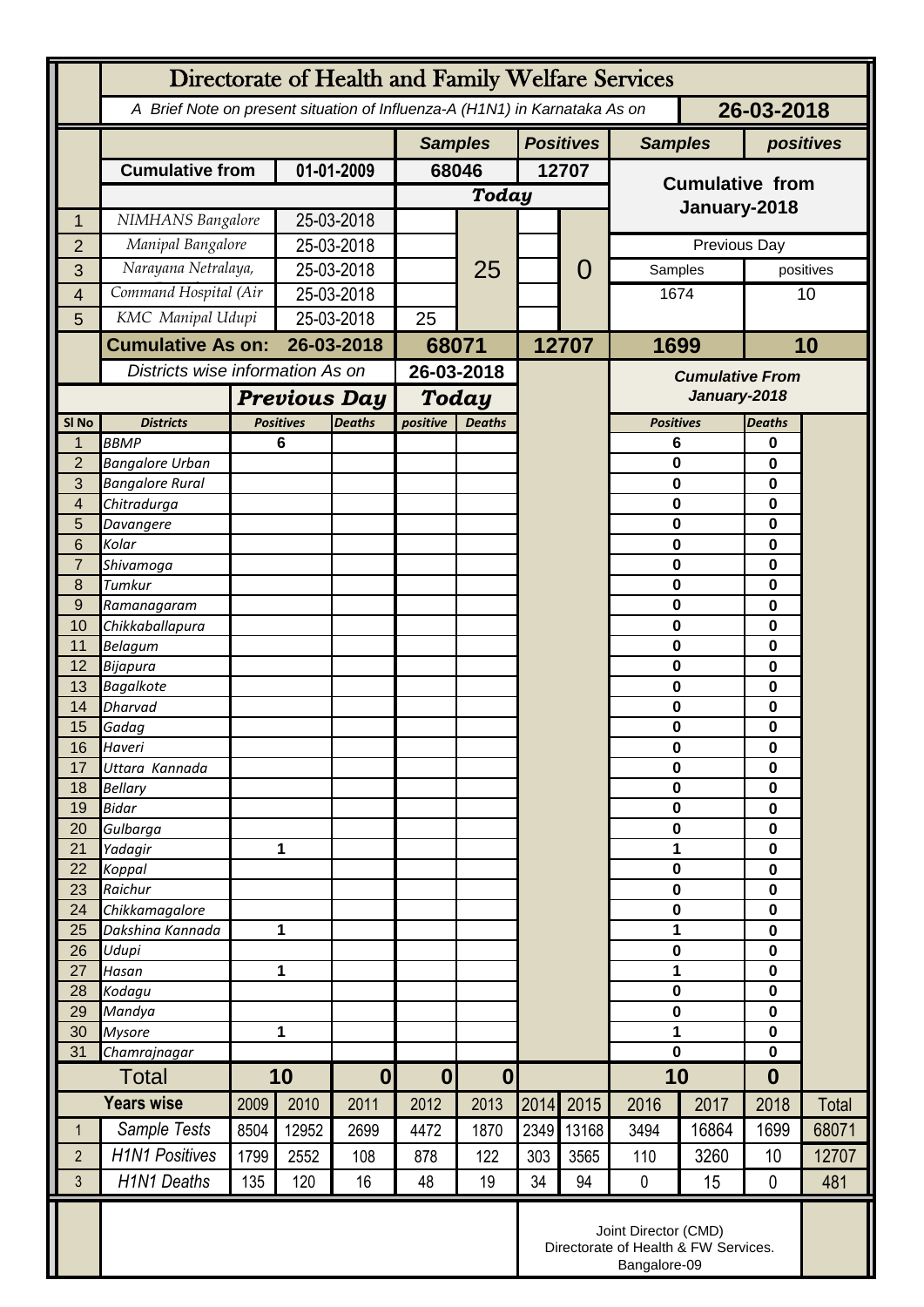# Directorate of Health and Family Welfare Services

*A Brief Note on present situation of Influenza-A (H1N1) in Karnataka As on* **26-03-2018**

| | | | Samples | | Positives | | Samples | positives |
|---|---|---|---|---|---|---|---|---|
| | **Cumulative from** | **01-01-2009** | **68046** | | **12707** | | **Cumulative from January-2018** | |
| | | | ***Today*** | | | | | |
| 1 | *NIMHANS Bangalore* | 25-03-2018 | | 25 | | 0 | | |
| 2 | *Manipal Bangalore* | 25-03-2018 | | | | | Previous Day | |
| 3 | *Narayana Netralaya,* | 25-03-2018 | | | | | Samples | positives |
| 4 | *Command Hospital (Air* | 25-03-2018 | | | | | 1674 | 10 |
| 5 | *KMC Manipal Udupi* | 25-03-2018 | 25 | | | | | |
| | **Cumulative As on:** | **26-03-2018** | **68071** | | **12707** | | **1699** | **10** |

| Sl No | Districts | Previous Day Positives | Previous Day Deaths | Today positive | Today Deaths | Cumulative From January-2018 Positives | Cumulative From January-2018 Deaths |
|---|---|---|---|---|---|---|---|
| | *Districts wise information As on* | | | 26-03-2018 | | | |
| 1 | BBMP | 6 | | | | 6 | 0 |
| 2 | Bangalore Urban | | | | | 0 | 0 |
| 3 | Bangalore Rural | | | | | 0 | 0 |
| 4 | Chitradurga | | | | | 0 | 0 |
| 5 | Davangere | | | | | 0 | 0 |
| 6 | Kolar | | | | | 0 | 0 |
| 7 | Shivamoga | | | | | 0 | 0 |
| 8 | Tumkur | | | | | 0 | 0 |
| 9 | Ramanagaram | | | | | 0 | 0 |
| 10 | Chikkaballapura | | | | | 0 | 0 |
| 11 | Belagum | | | | | 0 | 0 |
| 12 | Bijapura | | | | | 0 | 0 |
| 13 | Bagalkote | | | | | 0 | 0 |
| 14 | Dharvad | | | | | 0 | 0 |
| 15 | Gadag | | | | | 0 | 0 |
| 16 | Haveri | | | | | 0 | 0 |
| 17 | Uttara Kannada | | | | | 0 | 0 |
| 18 | Bellary | | | | | 0 | 0 |
| 19 | Bidar | | | | | 0 | 0 |
| 20 | Gulbarga | | | | | 0 | 0 |
| 21 | Yadagir | 1 | | | | 1 | 0 |
| 22 | Koppal | | | | | 0 | 0 |
| 23 | Raichur | | | | | 0 | 0 |
| 24 | Chikkamagalore | | | | | 0 | 0 |
| 25 | Dakshina Kannada | 1 | | | | 1 | 0 |
| 26 | Udupi | | | | | 0 | 0 |
| 27 | Hasan | 1 | | | | 1 | 0 |
| 28 | Kodagu | | | | | 0 | 0 |
| 29 | Mandya | | | | | 0 | 0 |
| 30 | Mysore | 1 | | | | 1 | 0 |
| 31 | Chamrajnagar | | | | | 0 | 0 |
| | **Total** | **10** | **0** | **0** | **0** | **10** | **0** |

| | Years wise | 2009 | 2010 | 2011 | 2012 | 2013 | 2014 | 2015 | 2016 | 2017 | 2018 | Total |
|---|---|---|---|---|---|---|---|---|---|---|---|---|
| 1 | Sample Tests | 8504 | 12952 | 2699 | 4472 | 1870 | 2349 | 13168 | 3494 | 16864 | 1699 | 68071 |
| 2 | H1N1 Positives | 1799 | 2552 | 108 | 878 | 122 | 303 | 3565 | 110 | 3260 | 10 | 12707 |
| 3 | H1N1 Deaths | 135 | 120 | 16 | 48 | 19 | 34 | 94 | 0 | 15 | 0 | 481 |

Joint Director (CMD)
Directorate of Health & FW Services.
Bangalore-09